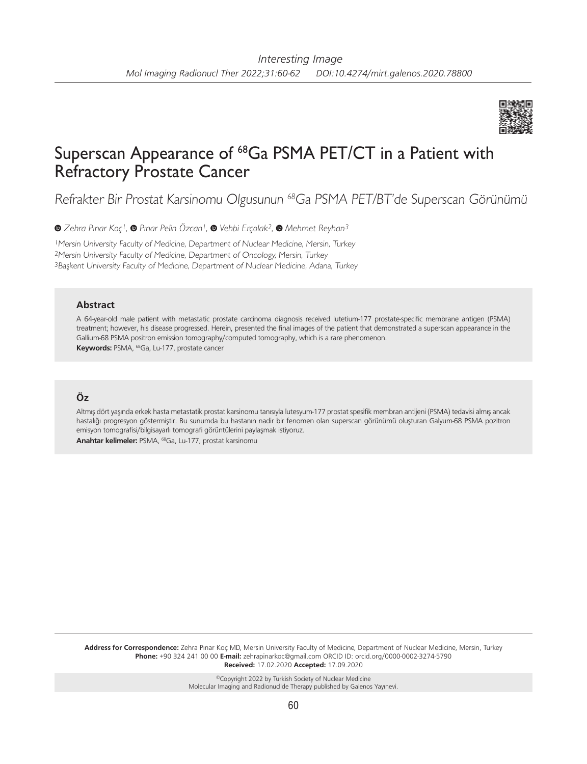*Interesting Image*

# Superscan Appearance of $^{68}$Ga PSMA PET/CT in a Patient with Refractory Prostate Cancer

*Refrakter Bir Prostat Karsinomu Olgusunun $^{68}$Ga PSMA PET/BT'de Superscan Görünümü*

*Zehra Pınar Koç[1], Pınar Pelin Özcan[1], Vehbi Erçolak[2], Mehmet Reyhan[3]*

[1]Mersin University Faculty of Medicine, Department of Nuclear Medicine, Mersin, Turkey
[2]Mersin University Faculty of Medicine, Department of Oncology, Mersin, Turkey
[3]Başkent University Faculty of Medicine, Department of Nuclear Medicine, Adana, Turkey

### Abstract

A 64-year-old male patient with metastatic prostate carcinoma diagnosis received lutetium-177 prostate-specific membrane antigen (PSMA) treatment; however, his disease progressed. Herein, presented the final images of the patient that demonstrated a superscan appearance in the Gallium-68 PSMA positron emission tomography/computed tomography, which is a rare phenomenon.

**Keywords:** PSMA, $^{68}$Ga, Lu-177, prostate cancer

### Öz

Altmış dört yaşında erkek hasta metastatik prostat karsinomu tanısıyla lutesyum-177 prostat spesifik membran antijeni (PSMA) tedavisi almış ancak hastalığı progresyon göstermiştir. Bu sunumda bu hastanın nadir bir fenomen olan superscan görünümü oluşturan Galyum-68 PSMA pozitron emisyon tomografisi/bilgisayarlı tomografi görüntülerini paylaşmak istiyoruz.

**Anahtar kelimeler:** PSMA, $^{68}$Ga, Lu-177, prostat karsinomu

**Address for Correspondence:** Zehra Pınar Koç MD, Mersin University Faculty of Medicine, Department of Nuclear Medicine, Mersin, Turkey
**Phone:** +90 324 241 00 00 **E-mail:** zehrapinarkoc@gmail.com ORCID ID: orcid.org/0000-0002-3274-5790
**Received:** 17.02.2020 **Accepted:** 17.09.2020

©Copyright 2022 by Turkish Society of Nuclear Medicine
Molecular Imaging and Radionuclide Therapy published by Galenos Yayınevi.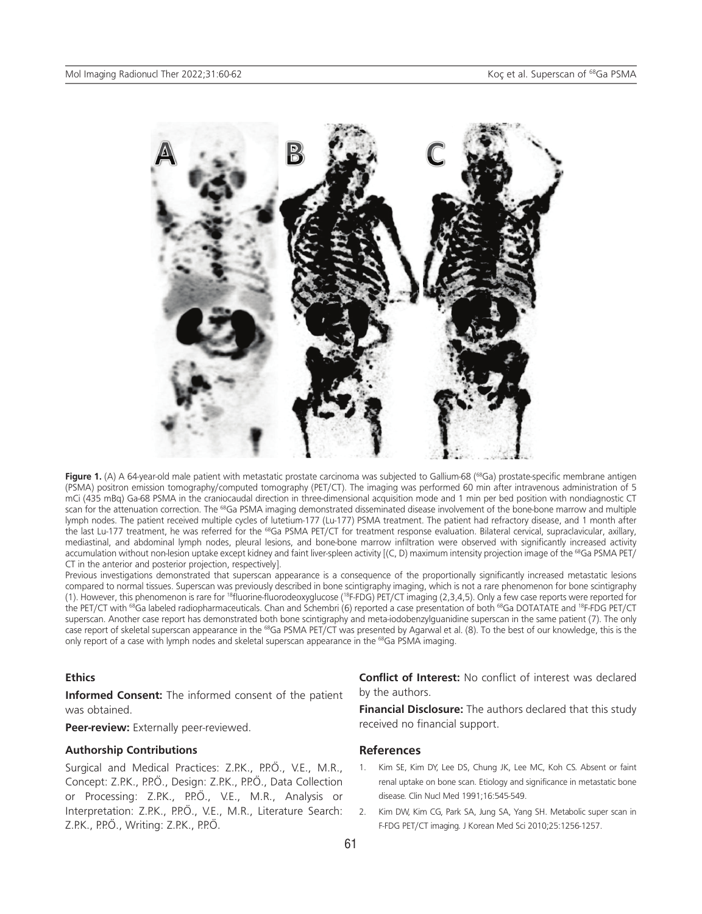**Figure 1.** (A) A 64-year-old male patient with metastatic prostate carcinoma was subjected to Gallium-68 ($^{68}$Ga) prostate-specific membrane antigen (PSMA) positron emission tomography/computed tomography (PET/CT). The imaging was performed 60 min after intravenous administration of 5 mCi (435 mBq) Ga-68 PSMA in the craniocaudal direction in three-dimensional acquisition mode and 1 min per bed position with nondiagnostic CT scan for the attenuation correction. The $^{68}$Ga PSMA imaging demonstrated disseminated disease involvement of the bone-bone marrow and multiple lymph nodes. The patient received multiple cycles of lutetium-177 (Lu-177) PSMA treatment. The patient had refractory disease, and 1 month after the last Lu-177 treatment, he was referred for the $^{68}$Ga PSMA PET/CT for treatment response evaluation. Bilateral cervical, supraclavicular, axillary, mediastinal, and abdominal lymph nodes, pleural lesions, and bone-bone marrow infiltration were observed with significantly increased activity accumulation without non-lesion uptake except kidney and faint liver-spleen activity [(C, D) maximum intensity projection image of the $^{68}$Ga PSMA PET/CT in the anterior and posterior projection, respectively].

Previous investigations demonstrated that superscan appearance is a consequence of the proportionally significantly increased metastatic lesions compared to normal tissues. Superscan was previously described in bone scintigraphy imaging, which is not a rare phenomenon for bone scintigraphy (1). However, this phenomenon is rare for $^{18}$fluorine-fluorodeoxyglucose ($^{18}$F-FDG) PET/CT imaging (2,3,4,5). Only a few case reports were reported for the PET/CT with $^{68}$Ga labeled radiopharmaceuticals. Chan and Schembri (6) reported a case presentation of both $^{68}$Ga DOTATATE and $^{18}$F-FDG PET/CT superscan. Another case report has demonstrated both bone scintigraphy and meta-iodobenzylguanidine superscan in the same patient (7). The only case report of skeletal superscan appearance in the $^{68}$Ga PSMA PET/CT was presented by Agarwal et al. (8). To the best of our knowledge, this is the only report of a case with lymph nodes and skeletal superscan appearance in the $^{68}$Ga PSMA imaging.

### Ethics

**Informed Consent:** The informed consent of the patient was obtained.

**Peer-review:** Externally peer-reviewed.

### Authorship Contributions

Surgical and Medical Practices: Z.P.K., P.P.Ö., V.E., M.R., Concept: Z.P.K., P.P.Ö., Design: Z.P.K., P.P.Ö., Data Collection or Processing: Z.P.K., P.P.Ö., V.E., M.R., Analysis or Interpretation: Z.P.K., P.P.Ö., V.E., M.R., Literature Search: Z.P.K., P.P.Ö., Writing: Z.P.K., P.P.Ö.

**Conflict of Interest:** No conflict of interest was declared by the authors.

**Financial Disclosure:** The authors declared that this study received no financial support.

## References

1. Kim SE, Kim DY, Lee DS, Chung JK, Lee MC, Koh CS. Absent or faint renal uptake on bone scan. Etiology and significance in metastatic bone disease. Clin Nucl Med 1991;16:545-549.
2. Kim DW, Kim CG, Park SA, Jung SA, Yang SH. Metabolic super scan in F-FDG PET/CT imaging. J Korean Med Sci 2010;25:1256-1257.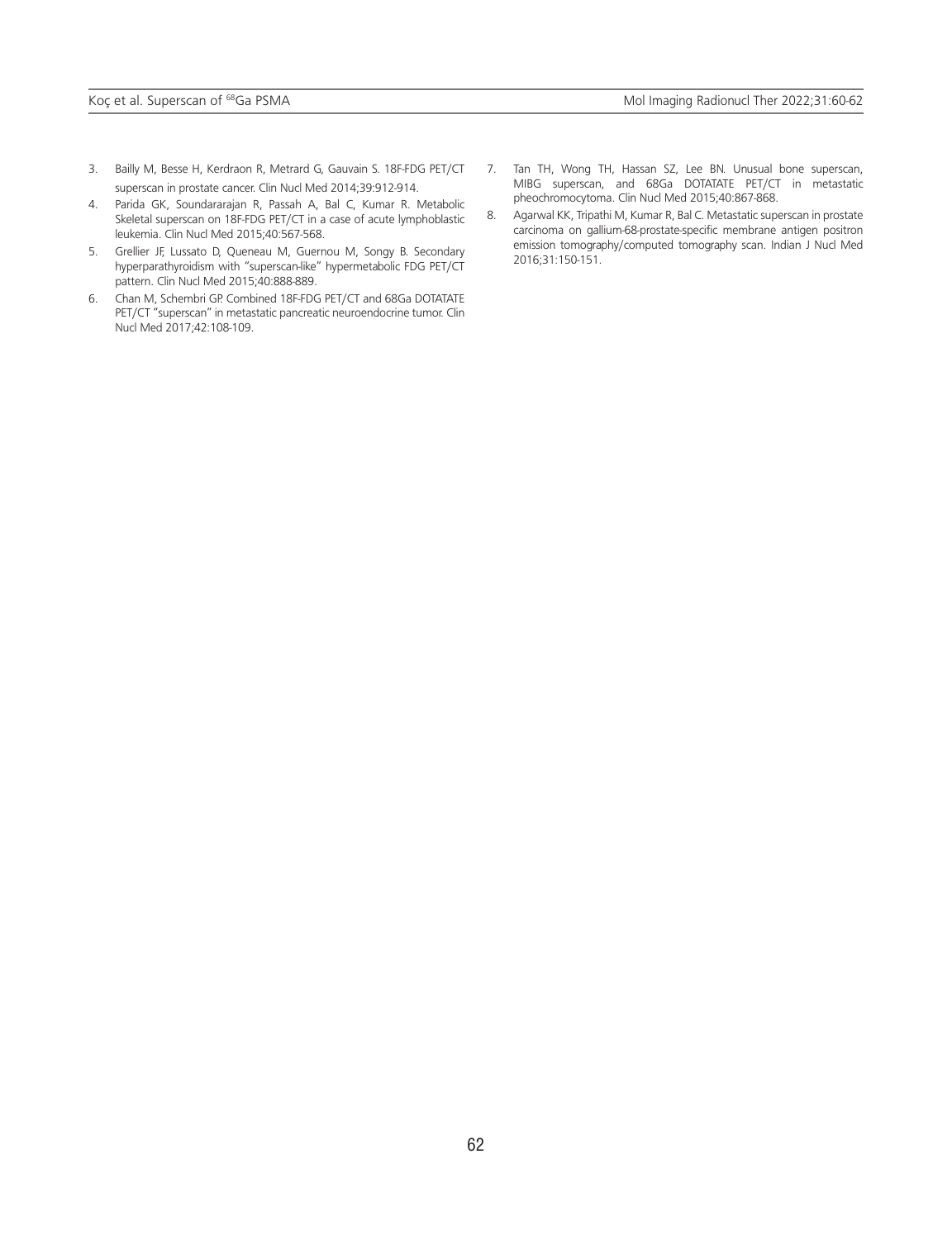3. Bailly M, Besse H, Kerdraon R, Metrard G, Gauvain S. 18F-FDG PET/CT superscan in prostate cancer. Clin Nucl Med 2014;39:912-914.
4. Parida GK, Soundararajan R, Passah A, Bal C, Kumar R. Metabolic Skeletal superscan on 18F-FDG PET/CT in a case of acute lymphoblastic leukemia. Clin Nucl Med 2015;40:567-568.
5. Grellier JF, Lussato D, Queneau M, Guernou M, Songy B. Secondary hyperparathyroidism with "superscan-like" hypermetabolic FDG PET/CT pattern. Clin Nucl Med 2015;40:888-889.
6. Chan M, Schembri GP. Combined 18F-FDG PET/CT and 68Ga DOTATATE PET/CT "superscan" in metastatic pancreatic neuroendocrine tumor. Clin Nucl Med 2017;42:108-109.
7. Tan TH, Wong TH, Hassan SZ, Lee BN. Unusual bone superscan, MIBG superscan, and 68Ga DOTATATE PET/CT in metastatic pheochromocytoma. Clin Nucl Med 2015;40:867-868.
8. Agarwal KK, Tripathi M, Kumar R, Bal C. Metastatic superscan in prostate carcinoma on gallium-68-prostate-specific membrane antigen positron emission tomography/computed tomography scan. Indian J Nucl Med 2016;31:150-151.